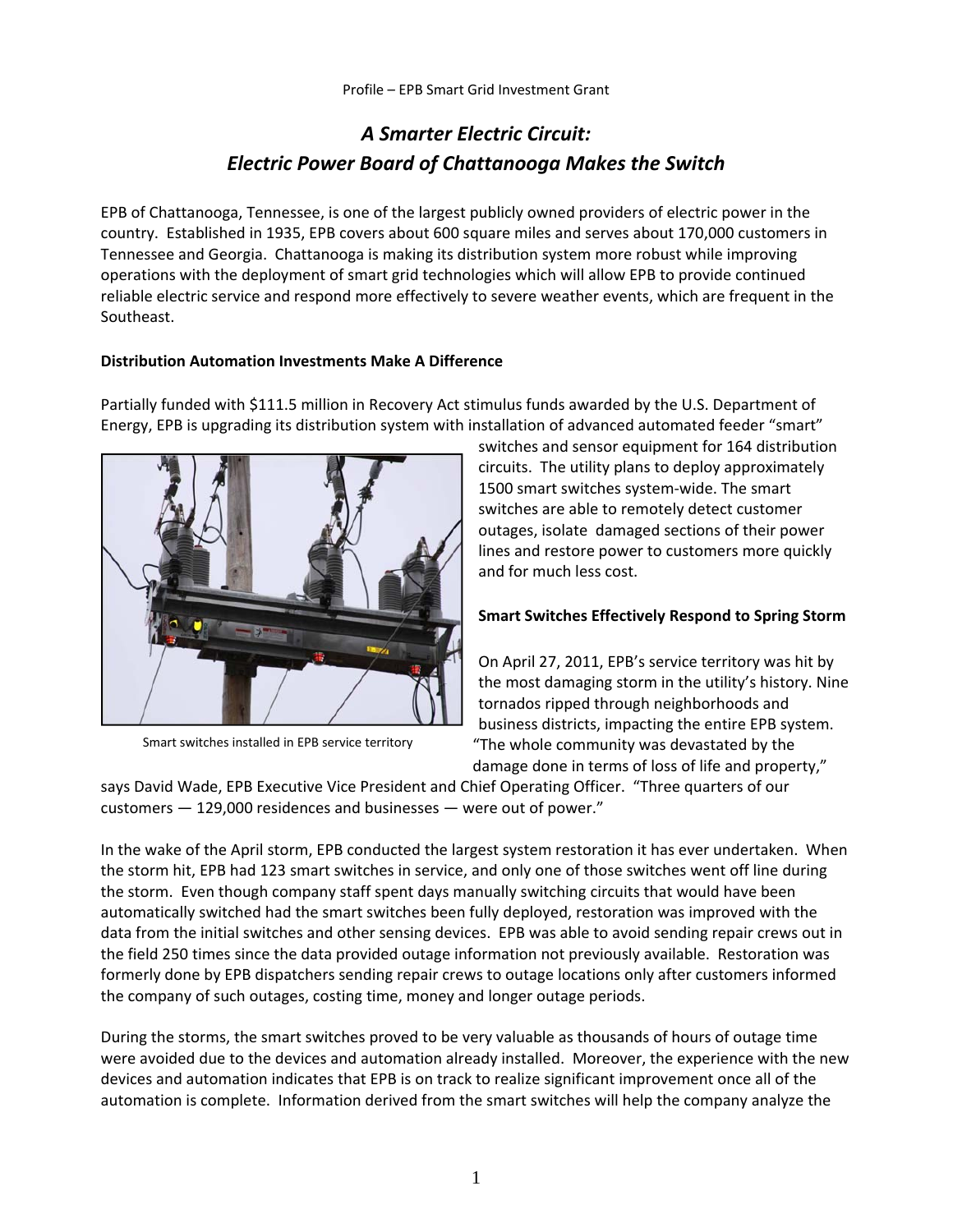# *A Smarter Electric Circuit: Electric Power Board of Chattanooga Makes the Switch*

EPB of Chattanooga, Tennessee, is one of the largest publicly owned providers of electric power in the country. Established in 1935, EPB covers about 600 square miles and serves about 170,000 customers in Tennessee and Georgia. Chattanooga is making its distribution system more robust while improving operations with the deployment of smart grid technologies which will allow EPB to provide continued reliable electric service and respond more effectively to severe weather events, which are frequent in the Southeast.

## Distribution Automation Investments Make A Difference

Partially funded with $111.5 million in Recovery Act stimulus funds awarded by the U.S. Department of Energy, EPB is upgrading its distribution system with installation of advanced automated feeder "smart" switches and sensor equipment for 164 distribution circuits. The utility plans to deploy approximately 1500 smart switches system-wide. The smart switches are able to remotely detect customer outages, isolate damaged sections of their power lines and restore power to customers more quickly and for much less cost.

Smart switches installed in EPB service territory

## Smart Switches Effectively Respond to Spring Storm

On April 27, 2011, EPB's service territory was hit by the most damaging storm in the utility's history. Nine tornados ripped through neighborhoods and business districts, impacting the entire EPB system. "The whole community was devastated by the damage done in terms of loss of life and property," says David Wade, EPB Executive Vice President and Chief Operating Officer. "Three quarters of our customers — 129,000 residences and businesses — were out of power."

In the wake of the April storm, EPB conducted the largest system restoration it has ever undertaken. When the storm hit, EPB had 123 smart switches in service, and only one of those switches went off line during the storm. Even though company staff spent days manually switching circuits that would have been automatically switched had the smart switches been fully deployed, restoration was improved with the data from the initial switches and other sensing devices. EPB was able to avoid sending repair crews out in the field 250 times since the data provided outage information not previously available. Restoration was formerly done by EPB dispatchers sending repair crews to outage locations only after customers informed the company of such outages, costing time, money and longer outage periods.

During the storms, the smart switches proved to be very valuable as thousands of hours of outage time were avoided due to the devices and automation already installed. Moreover, the experience with the new devices and automation indicates that EPB is on track to realize significant improvement once all of the automation is complete. Information derived from the smart switches will help the company analyze the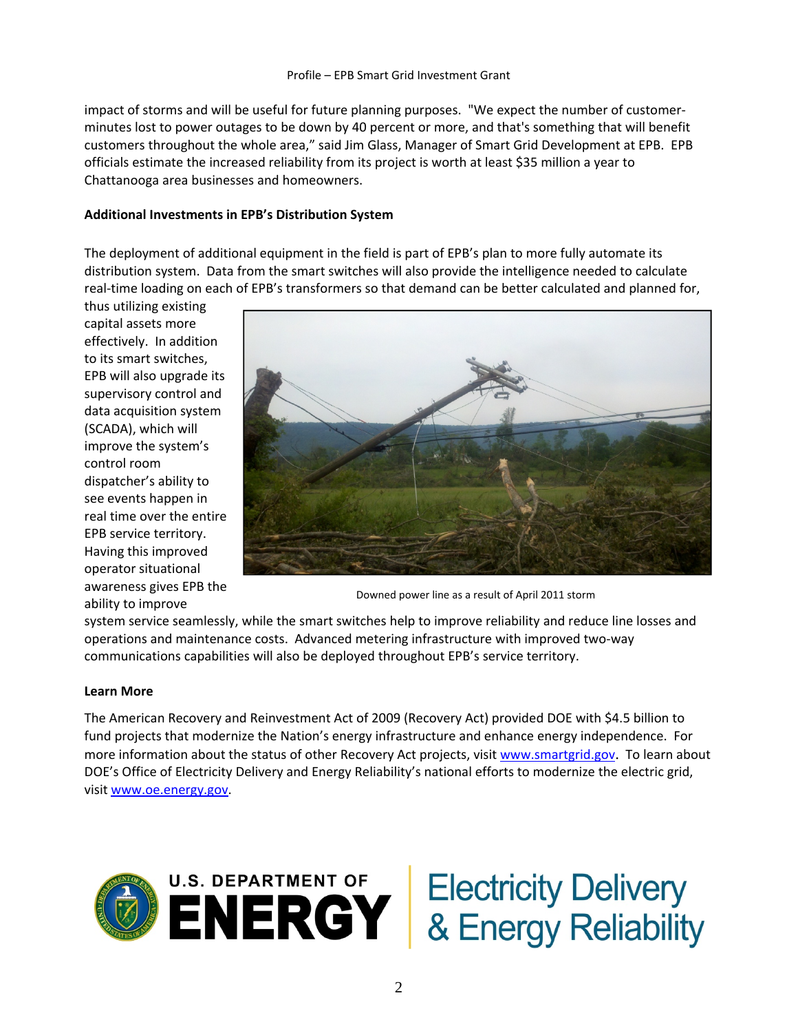impact of storms and will be useful for future planning purposes. "We expect the number of customer-minutes lost to power outages to be down by 40 percent or more, and that's something that will benefit customers throughout the whole area," said Jim Glass, Manager of Smart Grid Development at EPB. EPB officials estimate the increased reliability from its project is worth at least $35 million a year to Chattanooga area businesses and homeowners.

**Additional Investments in EPB's Distribution System**

The deployment of additional equipment in the field is part of EPB's plan to more fully automate its distribution system. Data from the smart switches will also provide the intelligence needed to calculate real-time loading on each of EPB's transformers so that demand can be better calculated and planned for, thus utilizing existing capital assets more effectively. In addition to its smart switches, EPB will also upgrade its supervisory control and data acquisition system (SCADA), which will improve the system's control room dispatcher's ability to see events happen in real time over the entire EPB service territory. Having this improved operator situational awareness gives EPB the ability to improve system service seamlessly, while the smart switches help to improve reliability and reduce line losses and operations and maintenance costs. Advanced metering infrastructure with improved two-way communications capabilities will also be deployed throughout EPB's service territory.

Downed power line as a result of April 2011 storm

**Learn More**

The American Recovery and Reinvestment Act of 2009 (Recovery Act) provided DOE with $4.5 billion to fund projects that modernize the Nation's energy infrastructure and enhance energy independence. For more information about the status of other Recovery Act projects, visit www.smartgrid.gov. To learn about DOE's Office of Electricity Delivery and Energy Reliability's national efforts to modernize the electric grid, visit www.oe.energy.gov.

U.S. DEPARTMENT OF ENERGY | Electricity Delivery & Energy Reliability